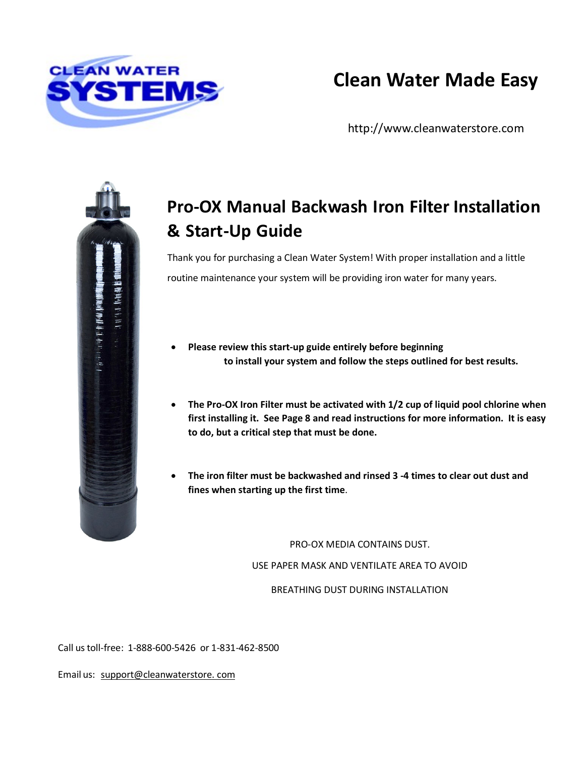CLEAN WATER SYSTEMS

# Clean Water Made Easy

http://www.cleanwaterstore.com

## Pro-OX Manual Backwash Iron Filter Installation & Start-Up Guide

Thank you for purchasing a Clean Water System! With proper installation and a little routine maintenance your system will be providing iron water for many years.

- **Please review this start-up guide entirely before beginning to install your system and follow the steps outlined for best results.**
- **The Pro-OX Iron Filter must be activated with 1/2 cup of liquid pool chlorine when first installing it. See Page 8 and read instructions for more information. It is easy to do, but a critical step that must be done.**
- **The iron filter must be backwashed and rinsed 3 -4 times to clear out dust and fines when starting up the first time**.

PRO-OX MEDIA CONTAINS DUST.

USE PAPER MASK AND VENTILATE AREA TO AVOID

BREATHING DUST DURING INSTALLATION

Call us toll-free: 1-888-600-5426 or 1-831-462-8500

Email us: support@cleanwaterstore. com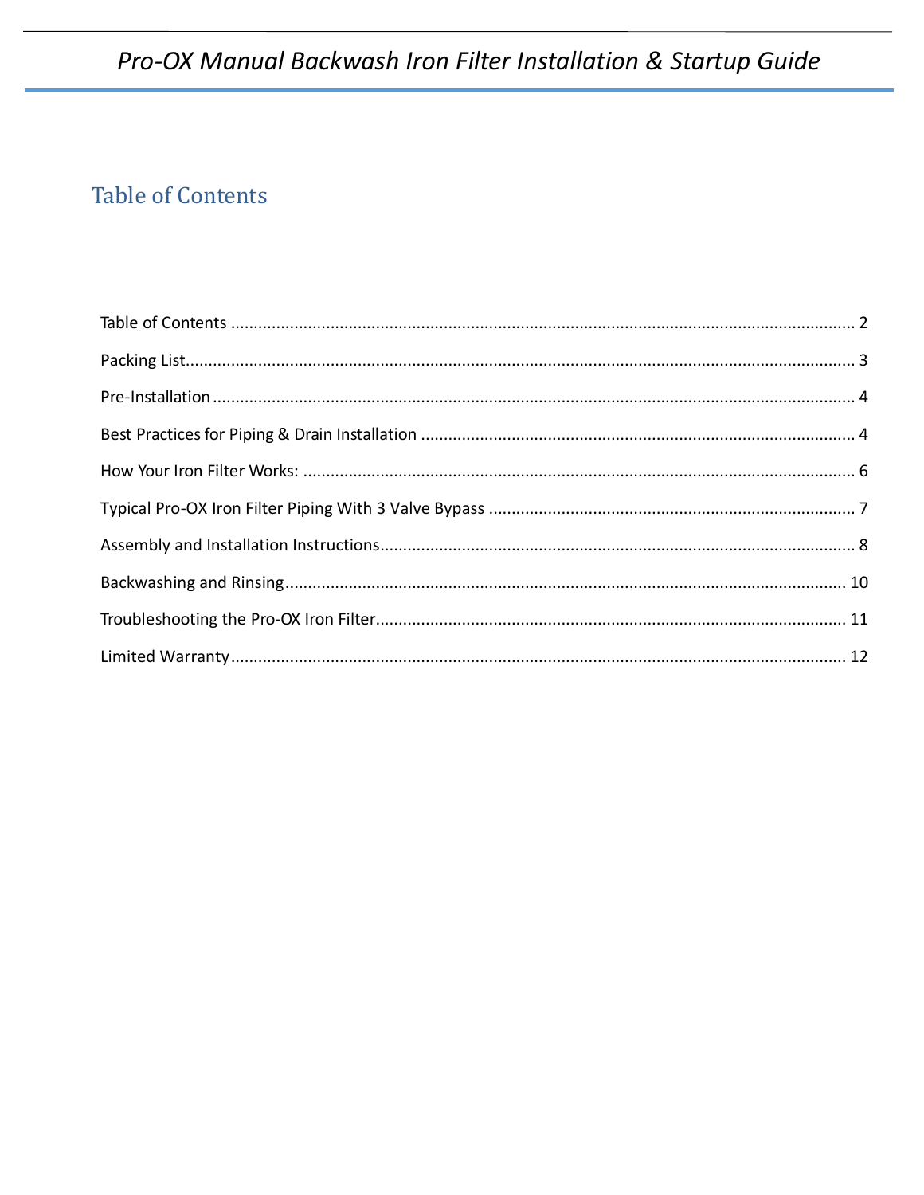# Table of Contents

Table of Contents ........................................................................................................................................ 2

Packing List.................................................................................................................................................. 3

Pre-Installation ............................................................................................................................................ 4

Best Practices for Piping & Drain Installation ............................................................................................... 4

How Your Iron Filter Works: ......................................................................................................................... 6

Typical Pro-OX Iron Filter Piping With 3 Valve Bypass ................................................................................. 7

Assembly and Installation Instructions........................................................................................................ 8

Backwashing and Rinsing........................................................................................................................... 10

Troubleshooting the Pro-OX Iron Filter....................................................................................................... 11

Limited Warranty....................................................................................................................................... 12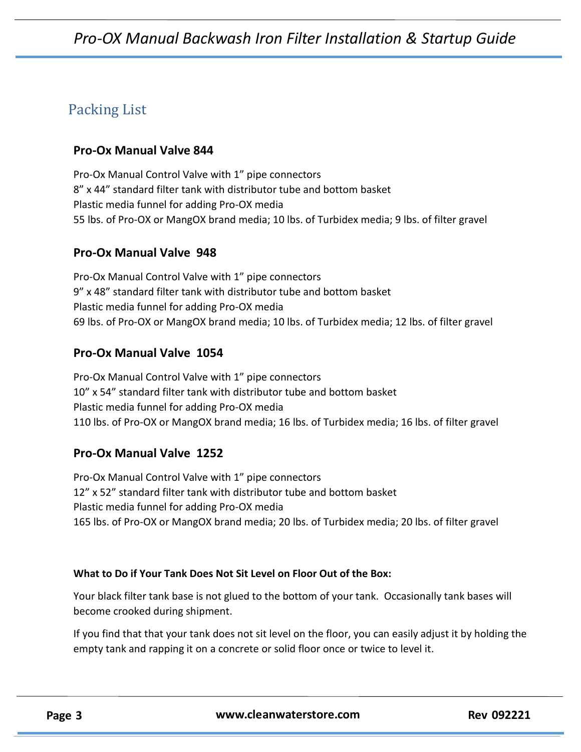## Packing List

### Pro-Ox Manual Valve 844

Pro-Ox Manual Control Valve with 1” pipe connectors
8” x 44” standard filter tank with distributor tube and bottom basket
Plastic media funnel for adding Pro-OX media
55 lbs. of Pro-OX or MangOX brand media; 10 lbs. of Turbidex media; 9 lbs. of filter gravel

### Pro-Ox Manual Valve 948

Pro-Ox Manual Control Valve with 1” pipe connectors
9” x 48” standard filter tank with distributor tube and bottom basket
Plastic media funnel for adding Pro-OX media
69 lbs. of Pro-OX or MangOX brand media; 10 lbs. of Turbidex media; 12 lbs. of filter gravel

### Pro-Ox Manual Valve 1054

Pro-Ox Manual Control Valve with 1” pipe connectors
10” x 54” standard filter tank with distributor tube and bottom basket
Plastic media funnel for adding Pro-OX media
110 lbs. of Pro-OX or MangOX brand media; 16 lbs. of Turbidex media; 16 lbs. of filter gravel

### Pro-Ox Manual Valve 1252

Pro-Ox Manual Control Valve with 1” pipe connectors
12” x 52” standard filter tank with distributor tube and bottom basket
Plastic media funnel for adding Pro-OX media
165 lbs. of Pro-OX or MangOX brand media; 20 lbs. of Turbidex media; 20 lbs. of filter gravel

**What to Do if Your Tank Does Not Sit Level on Floor Out of the Box:**

Your black filter tank base is not glued to the bottom of your tank. Occasionally tank bases will become crooked during shipment.

If you find that that your tank does not sit level on the floor, you can easily adjust it by holding the empty tank and rapping it on a concrete or solid floor once or twice to level it.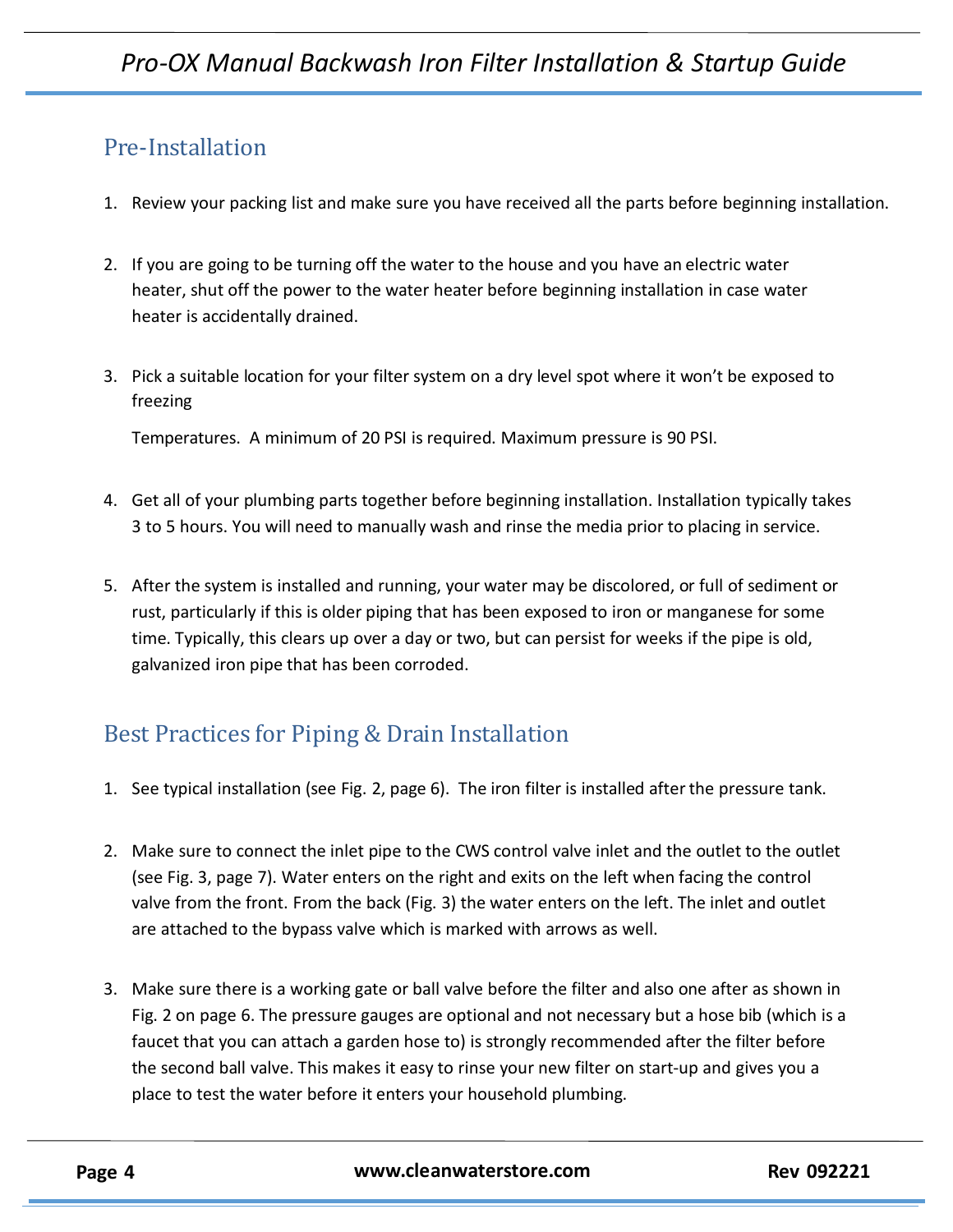## Pre-Installation

1. Review your packing list and make sure you have received all the parts before beginning installation.

2. If you are going to be turning off the water to the house and you have an electric water heater, shut off the power to the water heater before beginning installation in case water heater is accidentally drained.

3. Pick a suitable location for your filter system on a dry level spot where it won't be exposed to freezing

   Temperatures. A minimum of 20 PSI is required. Maximum pressure is 90 PSI.

4. Get all of your plumbing parts together before beginning installation. Installation typically takes 3 to 5 hours. You will need to manually wash and rinse the media prior to placing in service.

5. After the system is installed and running, your water may be discolored, or full of sediment or rust, particularly if this is older piping that has been exposed to iron or manganese for some time. Typically, this clears up over a day or two, but can persist for weeks if the pipe is old, galvanized iron pipe that has been corroded.

## Best Practices for Piping & Drain Installation

1. See typical installation (see Fig. 2, page 6). The iron filter is installed after the pressure tank.

2. Make sure to connect the inlet pipe to the CWS control valve inlet and the outlet to the outlet (see Fig. 3, page 7). Water enters on the right and exits on the left when facing the control valve from the front. From the back (Fig. 3) the water enters on the left. The inlet and outlet are attached to the bypass valve which is marked with arrows as well.

3. Make sure there is a working gate or ball valve before the filter and also one after as shown in Fig. 2 on page 6. The pressure gauges are optional and not necessary but a hose bib (which is a faucet that you can attach a garden hose to) is strongly recommended after the filter before the second ball valve. This makes it easy to rinse your new filter on start-up and gives you a place to test the water before it enters your household plumbing.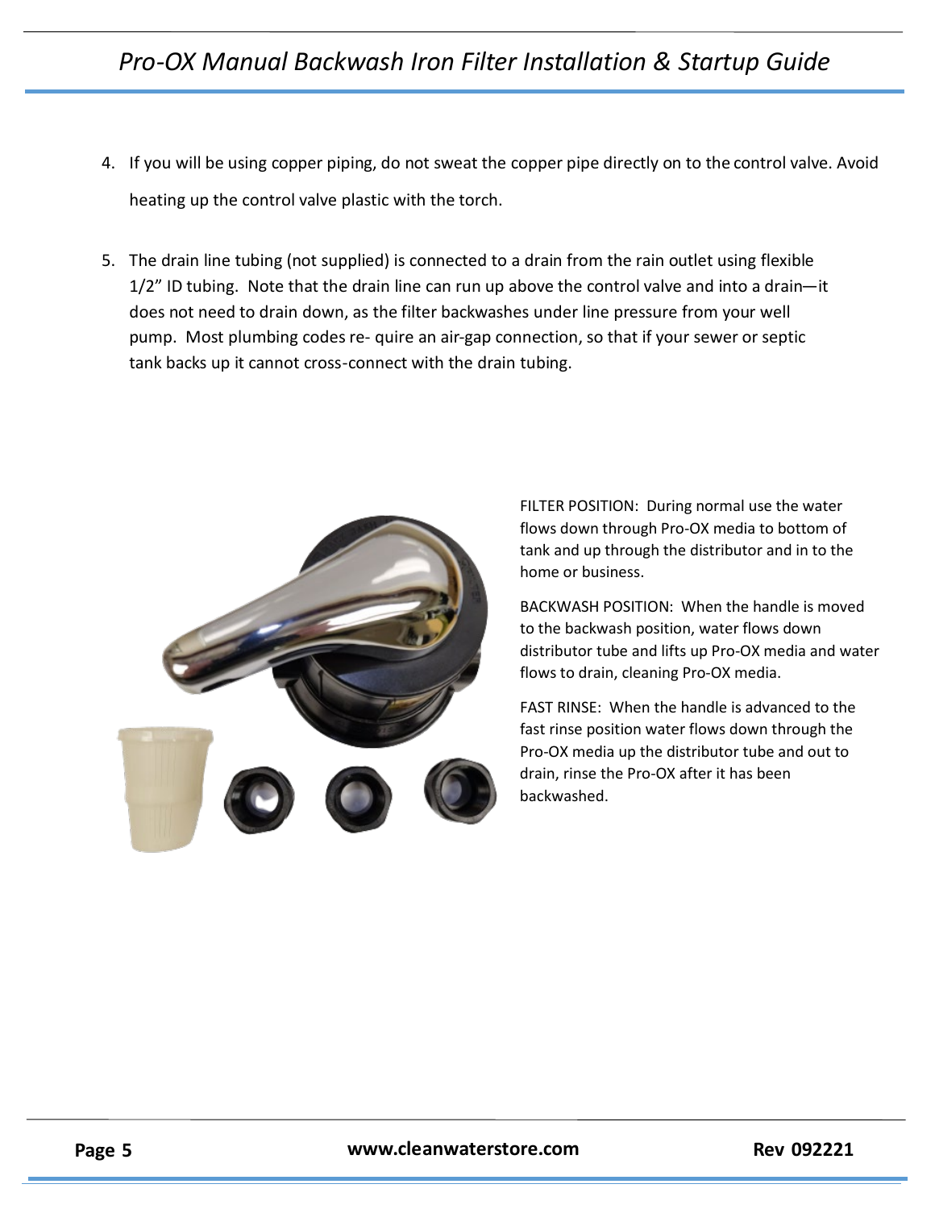4. If you will be using copper piping, do not sweat the copper pipe directly on to the control valve. Avoid heating up the control valve plastic with the torch.

5. The drain line tubing (not supplied) is connected to a drain from the rain outlet using flexible 1/2" ID tubing. Note that the drain line can run up above the control valve and into a drain—it does not need to drain down, as the filter backwashes under line pressure from your well pump. Most plumbing codes re- quire an air-gap connection, so that if your sewer or septic tank backs up it cannot cross-connect with the drain tubing.

FILTER POSITION: During normal use the water flows down through Pro-OX media to bottom of tank and up through the distributor and in to the home or business.

BACKWASH POSITION: When the handle is moved to the backwash position, water flows down distributor tube and lifts up Pro-OX media and water flows to drain, cleaning Pro-OX media.

FAST RINSE: When the handle is advanced to the fast rinse position water flows down through the Pro-OX media up the distributor tube and out to drain, rinse the Pro-OX after it has been backwashed.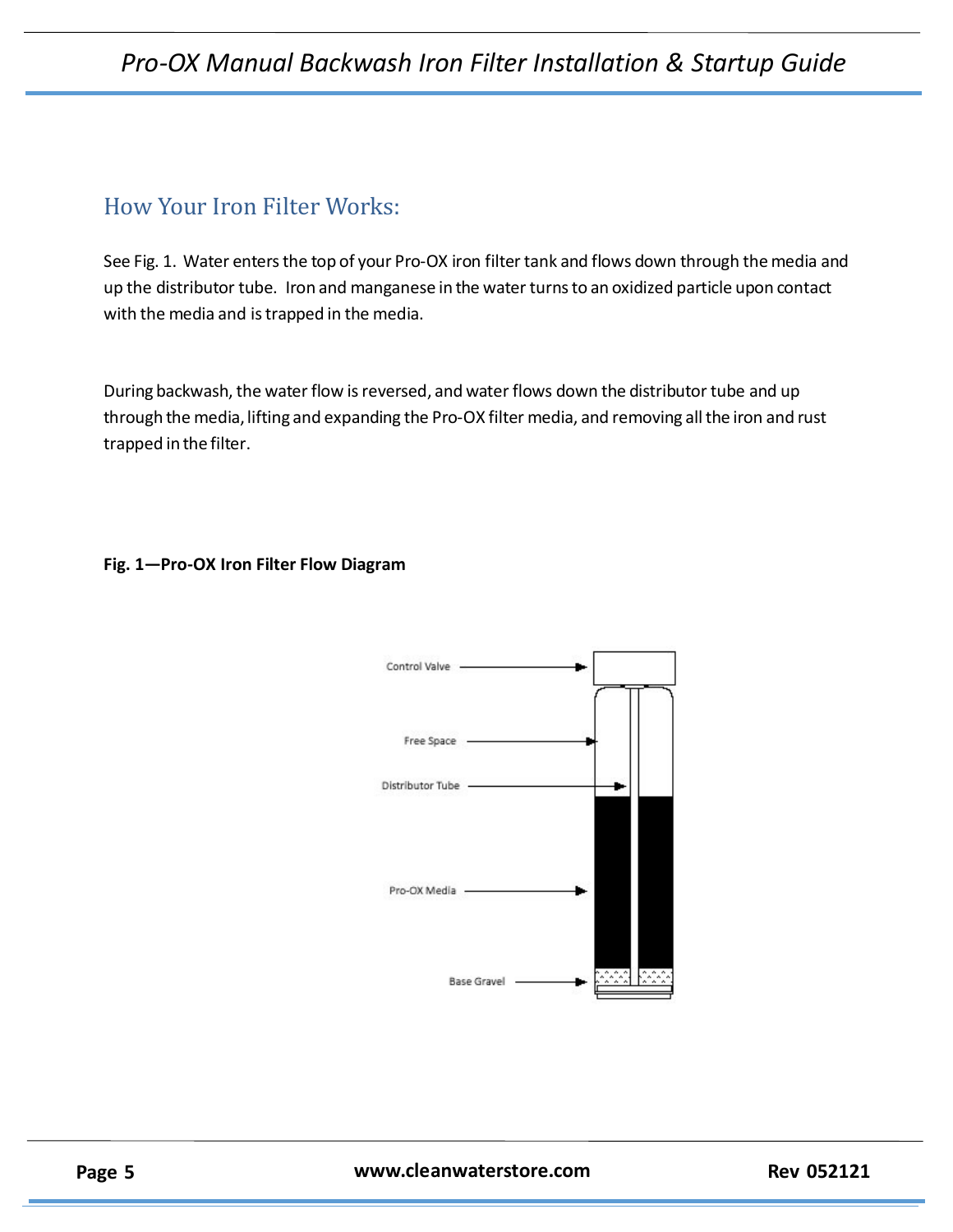## How Your Iron Filter Works:

See Fig. 1. Water enters the top of your Pro-OX iron filter tank and flows down through the media and up the distributor tube. Iron and manganese in the water turns to an oxidized particle upon contact with the media and is trapped in the media.

During backwash, the water flow is reversed, and water flows down the distributor tube and up through the media, lifting and expanding the Pro-OX filter media, and removing all the iron and rust trapped in the filter.

**Fig. 1—Pro-OX Iron Filter Flow Diagram**

Control Valve

Free Space

Distributor Tube

Pro-OX Media

Base Gravel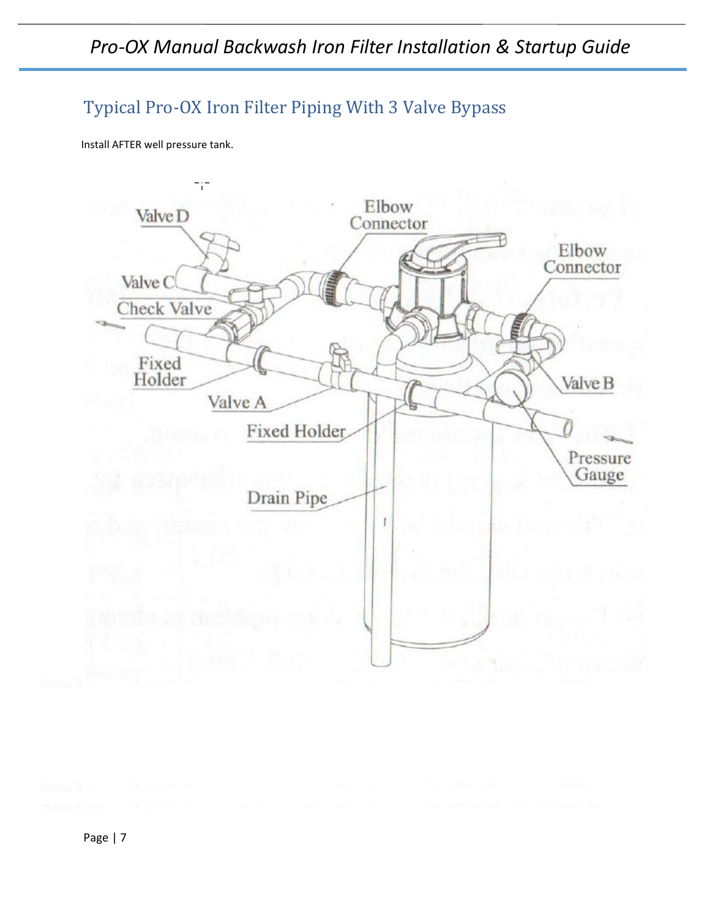## Typical Pro-OX Iron Filter Piping With 3 Valve Bypass

Install AFTER well pressure tank.

Valve D

Elbow Connector

Elbow Connector

Valve C

Check Valve

Fixed Holder

Valve A

Valve B

Fixed Holder

Pressure Gauge

Drain Pipe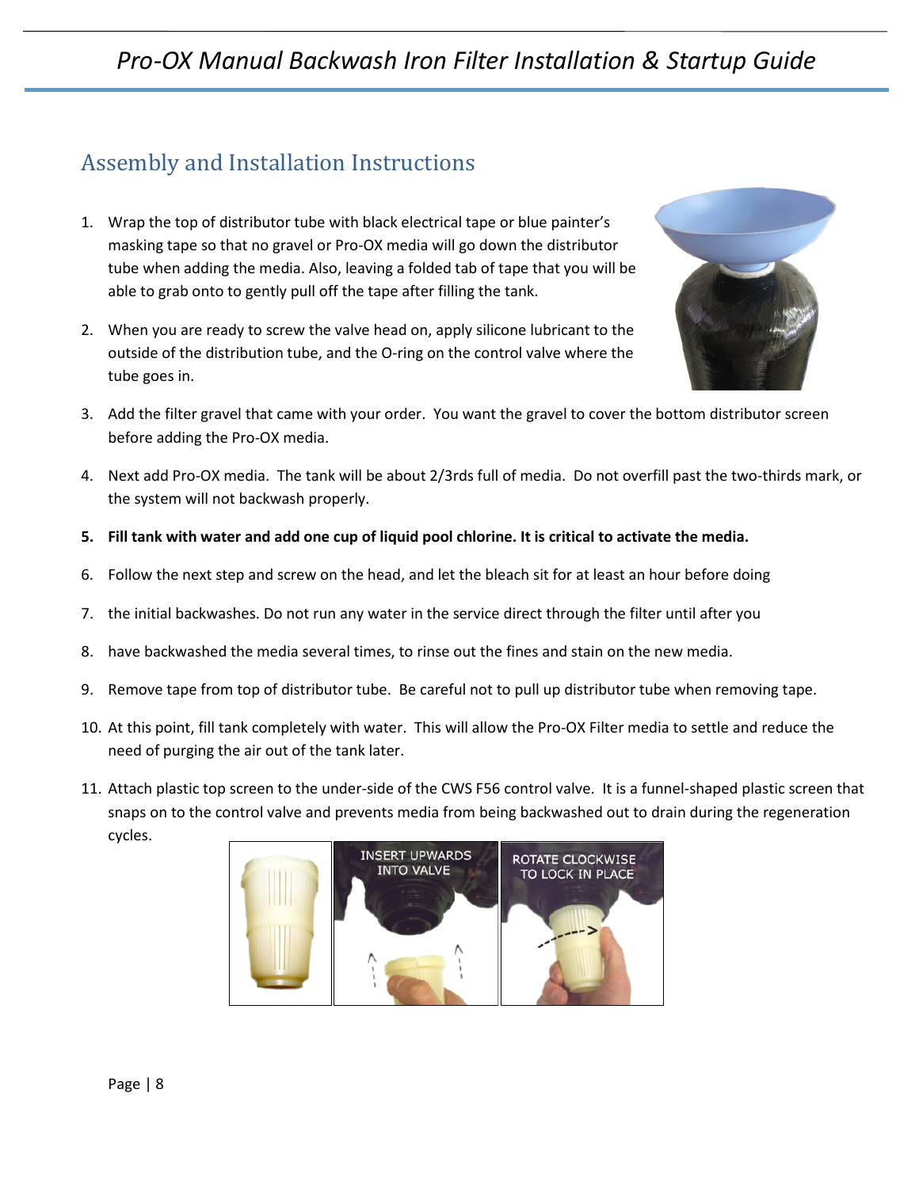## Assembly and Installation Instructions

1. Wrap the top of distributor tube with black electrical tape or blue painter's masking tape so that no gravel or Pro-OX media will go down the distributor tube when adding the media. Also, leaving a folded tab of tape that you will be able to grab onto to gently pull off the tape after filling the tank.
2. When you are ready to screw the valve head on, apply silicone lubricant to the outside of the distribution tube, and the O-ring on the control valve where the tube goes in.
3. Add the filter gravel that came with your order. You want the gravel to cover the bottom distributor screen before adding the Pro-OX media.
4. Next add Pro-OX media. The tank will be about 2/3rds full of media. Do not overfill past the two-thirds mark, or the system will not backwash properly.
5. **Fill tank with water and add one cup of liquid pool chlorine. It is critical to activate the media.**
6. Follow the next step and screw on the head, and let the bleach sit for at least an hour before doing
7. the initial backwashes. Do not run any water in the service direct through the filter until after you
8. have backwashed the media several times, to rinse out the fines and stain on the new media.
9. Remove tape from top of distributor tube. Be careful not to pull up distributor tube when removing tape.
10. At this point, fill tank completely with water. This will allow the Pro-OX Filter media to settle and reduce the need of purging the air out of the tank later.
11. Attach plastic top screen to the under-side of the CWS F56 control valve. It is a funnel-shaped plastic screen that snaps on to the control valve and prevents media from being backwashed out to drain during the regeneration cycles.

INSERT UPWARDS INTO VALVE

ROTATE CLOCKWISE TO LOCK IN PLACE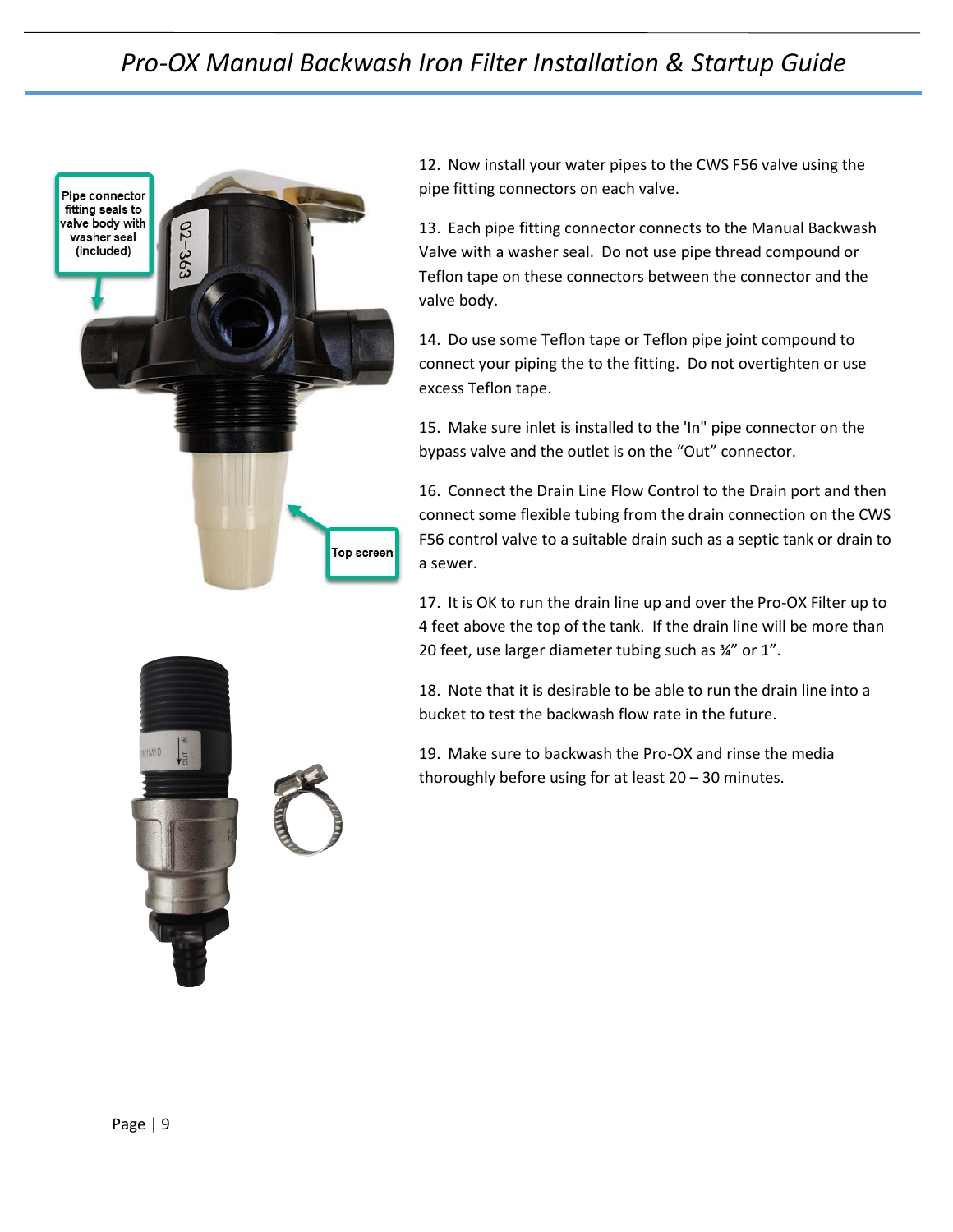Pipe connector fitting seals to valve body with washer seal (included)

Top screen

12. Now install your water pipes to the CWS F56 valve using the pipe fitting connectors on each valve.

13. Each pipe fitting connector connects to the Manual Backwash Valve with a washer seal. Do not use pipe thread compound or Teflon tape on these connectors between the connector and the valve body.

14. Do use some Teflon tape or Teflon pipe joint compound to connect your piping the to the fitting. Do not overtighten or use excess Teflon tape.

15. Make sure inlet is installed to the 'In" pipe connector on the bypass valve and the outlet is on the "Out" connector.

16. Connect the Drain Line Flow Control to the Drain port and then connect some flexible tubing from the drain connection on the CWS F56 control valve to a suitable drain such as a septic tank or drain to a sewer.

17. It is OK to run the drain line up and over the Pro-OX Filter up to 4 feet above the top of the tank. If the drain line will be more than 20 feet, use larger diameter tubing such as ¾" or 1".

18. Note that it is desirable to be able to run the drain line into a bucket to test the backwash flow rate in the future.

19. Make sure to backwash the Pro-OX and rinse the media thoroughly before using for at least 20 – 30 minutes.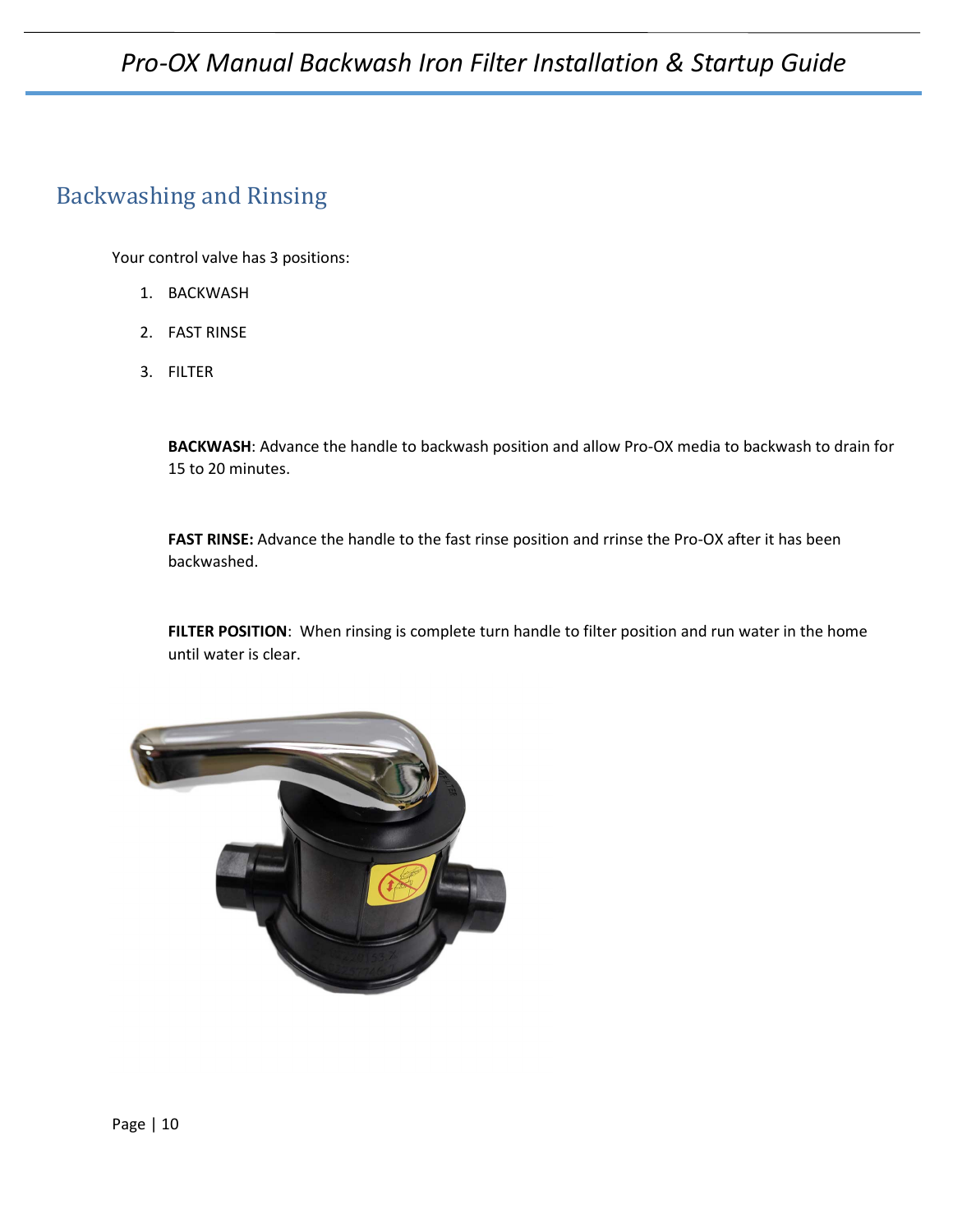## Backwashing and Rinsing

Your control valve has 3 positions:

1. BACKWASH
2. FAST RINSE
3. FILTER

**BACKWASH**: Advance the handle to backwash position and allow Pro-OX media to backwash to drain for 15 to 20 minutes.

**FAST RINSE:** Advance the handle to the fast rinse position and rrinse the Pro-OX after it has been backwashed.

**FILTER POSITION**: When rinsing is complete turn handle to filter position and run water in the home until water is clear.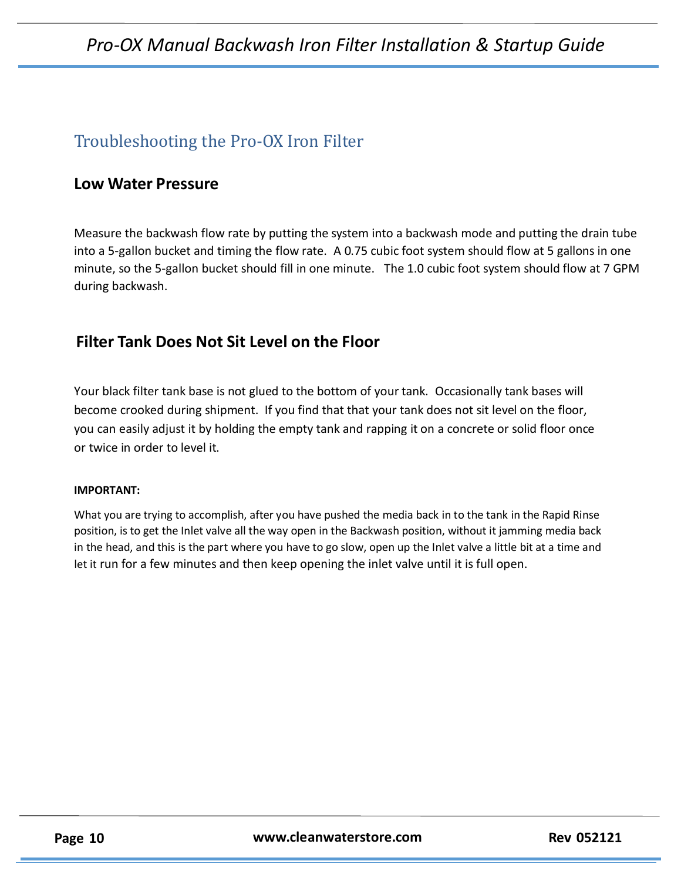## Troubleshooting the Pro-OX Iron Filter

### Low Water Pressure

Measure the backwash flow rate by putting the system into a backwash mode and putting the drain tube into a 5-gallon bucket and timing the flow rate. A 0.75 cubic foot system should flow at 5 gallons in one minute, so the 5-gallon bucket should fill in one minute. The 1.0 cubic foot system should flow at 7 GPM during backwash.

### Filter Tank Does Not Sit Level on the Floor

Your black filter tank base is not glued to the bottom of your tank. Occasionally tank bases will become crooked during shipment. If you find that that your tank does not sit level on the floor, you can easily adjust it by holding the empty tank and rapping it on a concrete or solid floor once or twice in order to level it.

**IMPORTANT:**

What you are trying to accomplish, after you have pushed the media back in to the tank in the Rapid Rinse position, is to get the Inlet valve all the way open in the Backwash position, without it jamming media back in the head, and this is the part where you have to go slow, open up the Inlet valve a little bit at a time and let it run for a few minutes and then keep opening the inlet valve until it is full open.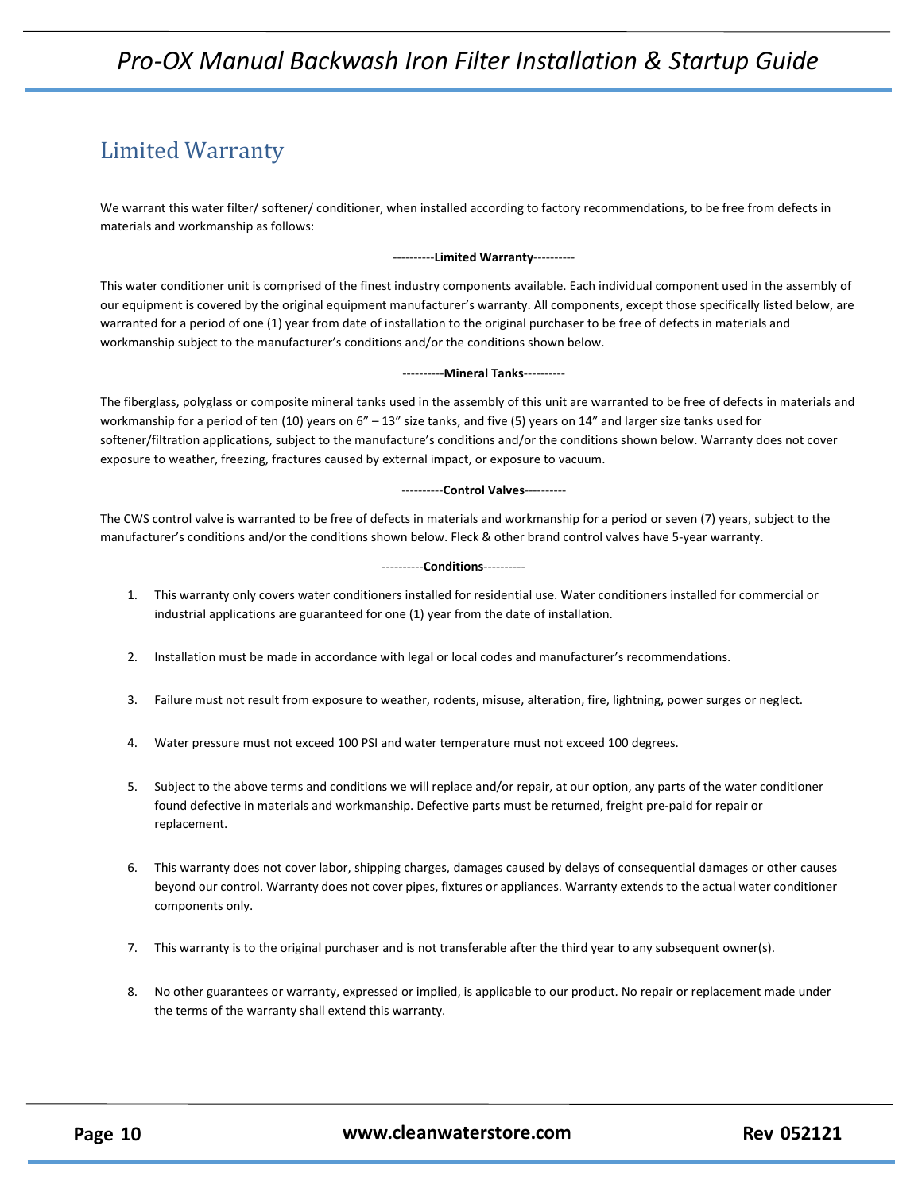## Limited Warranty

We warrant this water filter/ softener/ conditioner, when installed according to factory recommendations, to be free from defects in materials and workmanship as follows:

----------**Limited Warranty**----------

This water conditioner unit is comprised of the finest industry components available. Each individual component used in the assembly of our equipment is covered by the original equipment manufacturer's warranty. All components, except those specifically listed below, are warranted for a period of one (1) year from date of installation to the original purchaser to be free of defects in materials and workmanship subject to the manufacturer's conditions and/or the conditions shown below.

----------**Mineral Tanks**----------

The fiberglass, polyglass or composite mineral tanks used in the assembly of this unit are warranted to be free of defects in materials and workmanship for a period of ten (10) years on 6" – 13" size tanks, and five (5) years on 14" and larger size tanks used for softener/filtration applications, subject to the manufacture's conditions and/or the conditions shown below. Warranty does not cover exposure to weather, freezing, fractures caused by external impact, or exposure to vacuum.

----------**Control Valves**----------

The CWS control valve is warranted to be free of defects in materials and workmanship for a period or seven (7) years, subject to the manufacturer's conditions and/or the conditions shown below. Fleck & other brand control valves have 5-year warranty.

----------**Conditions**----------

1. This warranty only covers water conditioners installed for residential use. Water conditioners installed for commercial or industrial applications are guaranteed for one (1) year from the date of installation.
2. Installation must be made in accordance with legal or local codes and manufacturer's recommendations.
3. Failure must not result from exposure to weather, rodents, misuse, alteration, fire, lightning, power surges or neglect.
4. Water pressure must not exceed 100 PSI and water temperature must not exceed 100 degrees.
5. Subject to the above terms and conditions we will replace and/or repair, at our option, any parts of the water conditioner found defective in materials and workmanship. Defective parts must be returned, freight pre-paid for repair or replacement.
6. This warranty does not cover labor, shipping charges, damages caused by delays of consequential damages or other causes beyond our control. Warranty does not cover pipes, fixtures or appliances. Warranty extends to the actual water conditioner components only.
7. This warranty is to the original purchaser and is not transferable after the third year to any subsequent owner(s).
8. No other guarantees or warranty, expressed or implied, is applicable to our product. No repair or replacement made under the terms of the warranty shall extend this warranty.